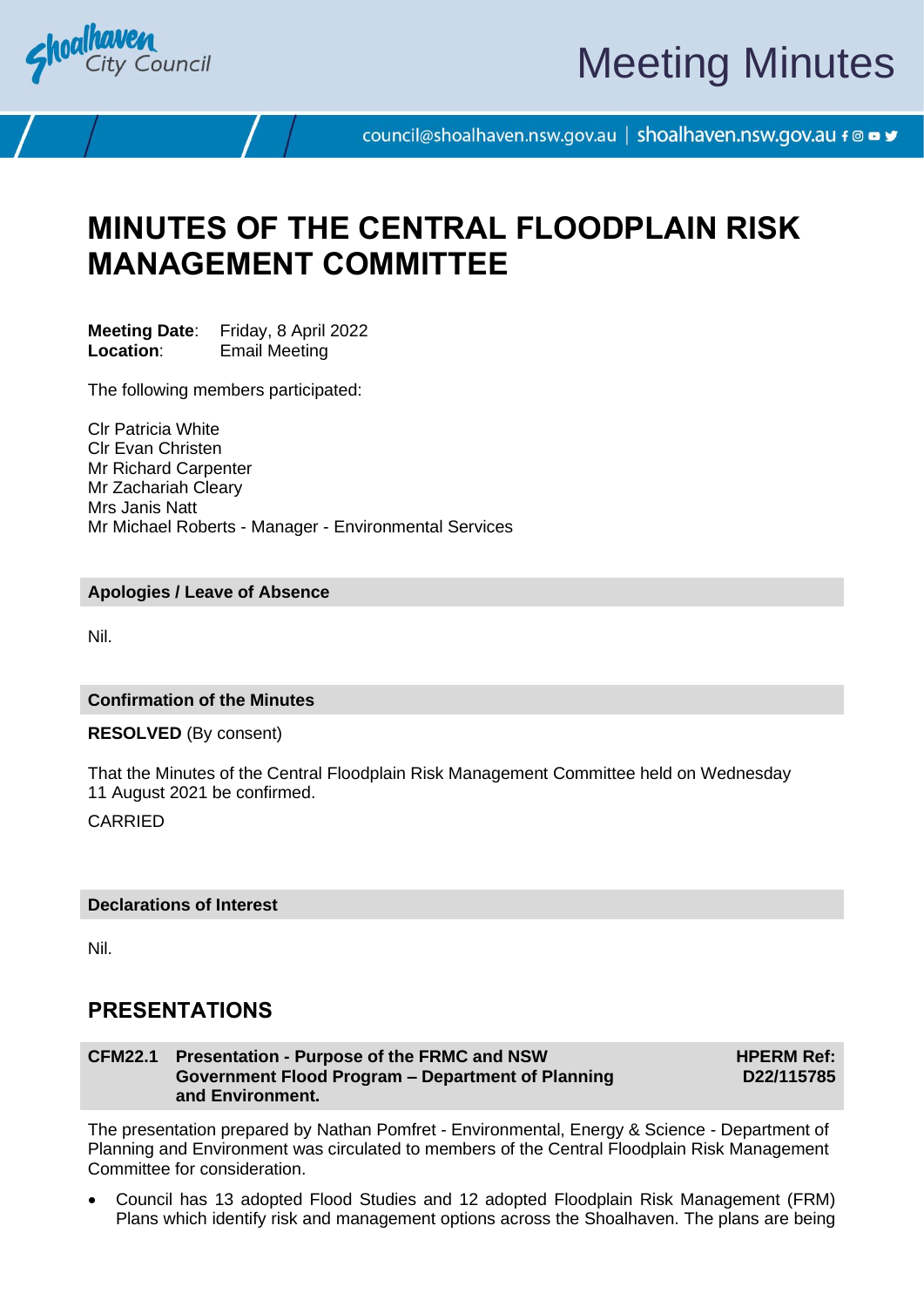# MINUTES OF THE CENTRAL FLOODPLAIN RISK MANAGEMENT COMMITTEE

**Meeting Date**: Friday, 8 April 2022
**Location**: Email Meeting

The following members participated:

Clr Patricia White
Clr Evan Christen
Mr Richard Carpenter
Mr Zachariah Cleary
Mrs Janis Natt
Mr Michael Roberts - Manager - Environmental Services

## Apologies / Leave of Absence

Nil.

## Confirmation of the Minutes

**RESOLVED** (By consent)

That the Minutes of the Central Floodplain Risk Management Committee held on Wednesday 11 August 2021 be confirmed.

CARRIED

## Declarations of Interest

Nil.

## PRESENTATIONS

### CFM22.1 Presentation - Purpose of the FRMC and NSW Government Flood Program – Department of Planning and Environment.

**HPERM Ref: D22/115785**

The presentation prepared by Nathan Pomfret - Environmental, Energy & Science - Department of Planning and Environment was circulated to members of the Central Floodplain Risk Management Committee for consideration.

- Council has 13 adopted Flood Studies and 12 adopted Floodplain Risk Management (FRM) Plans which identify risk and management options across the Shoalhaven. The plans are being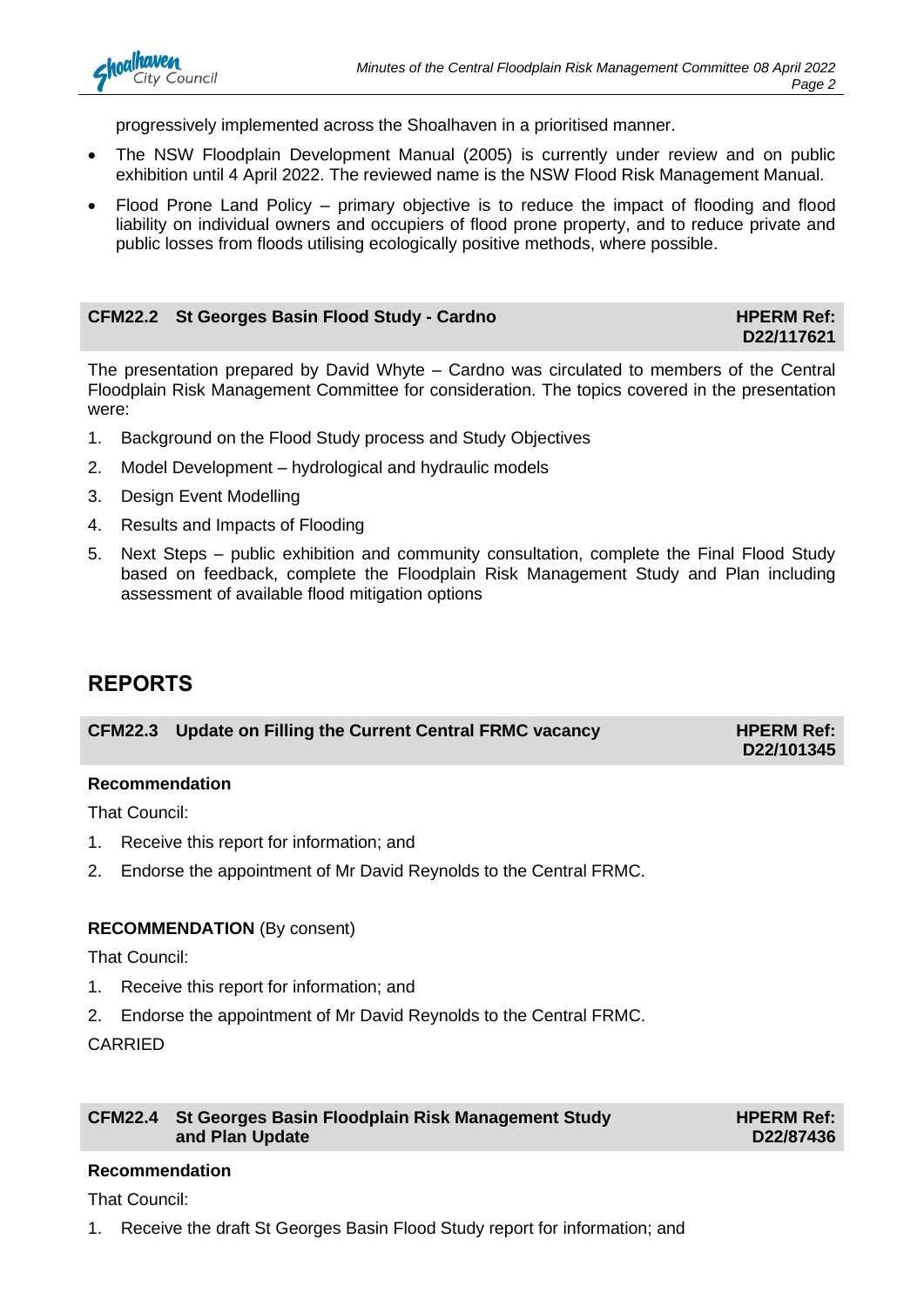progressively implemented across the Shoalhaven in a prioritised manner.

- The NSW Floodplain Development Manual (2005) is currently under review and on public exhibition until 4 April 2022. The reviewed name is the NSW Flood Risk Management Manual.
- Flood Prone Land Policy – primary objective is to reduce the impact of flooding and flood liability on individual owners and occupiers of flood prone property, and to reduce private and public losses from floods utilising ecologically positive methods, where possible.

| CFM22.2 St Georges Basin Flood Study - Cardno | HPERM Ref: D22/117621 |
|---|---|

The presentation prepared by David Whyte – Cardno was circulated to members of the Central Floodplain Risk Management Committee for consideration. The topics covered in the presentation were:

1. Background on the Flood Study process and Study Objectives
2. Model Development – hydrological and hydraulic models
3. Design Event Modelling
4. Results and Impacts of Flooding
5. Next Steps – public exhibition and community consultation, complete the Final Flood Study based on feedback, complete the Floodplain Risk Management Study and Plan including assessment of available flood mitigation options

# REPORTS

| CFM22.3 Update on Filling the Current Central FRMC vacancy | HPERM Ref: D22/101345 |
|---|---|

**Recommendation**

That Council:

1. Receive this report for information; and
2. Endorse the appointment of Mr David Reynolds to the Central FRMC.

**RECOMMENDATION** (By consent)

That Council:

1. Receive this report for information; and
2. Endorse the appointment of Mr David Reynolds to the Central FRMC.

CARRIED

| CFM22.4 St Georges Basin Floodplain Risk Management Study and Plan Update | HPERM Ref: D22/87436 |
|---|---|

**Recommendation**

That Council:

1. Receive the draft St Georges Basin Flood Study report for information; and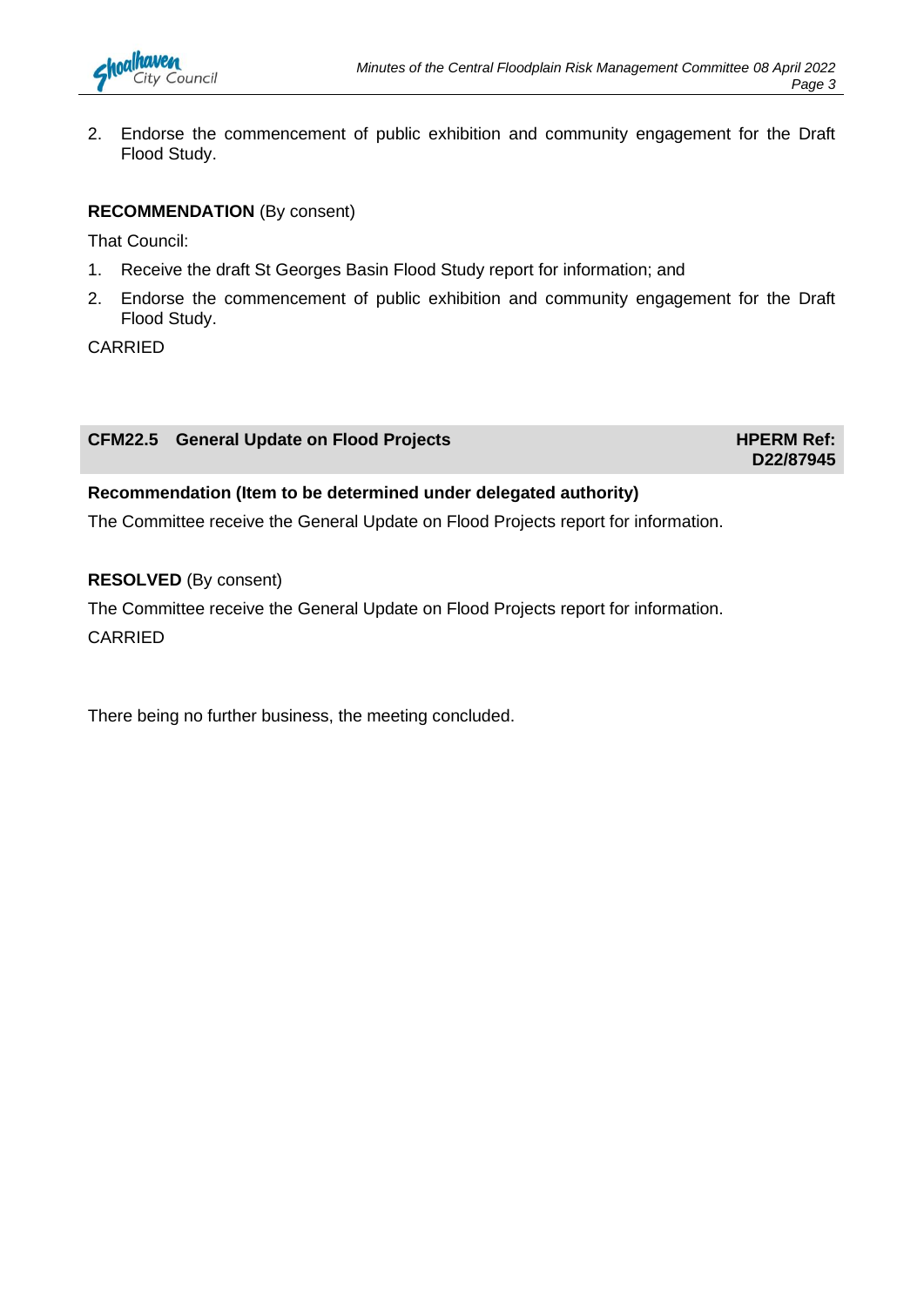2. Endorse the commencement of public exhibition and community engagement for the Draft Flood Study.

**RECOMMENDATION** (By consent)

That Council:

1. Receive the draft St Georges Basin Flood Study report for information; and
2. Endorse the commencement of public exhibition and community engagement for the Draft Flood Study.

CARRIED

## CFM22.5 General Update on Flood Projects

**HPERM Ref: D22/87945**

**Recommendation (Item to be determined under delegated authority)**

The Committee receive the General Update on Flood Projects report for information.

**RESOLVED** (By consent)

The Committee receive the General Update on Flood Projects report for information.

CARRIED

There being no further business, the meeting concluded.